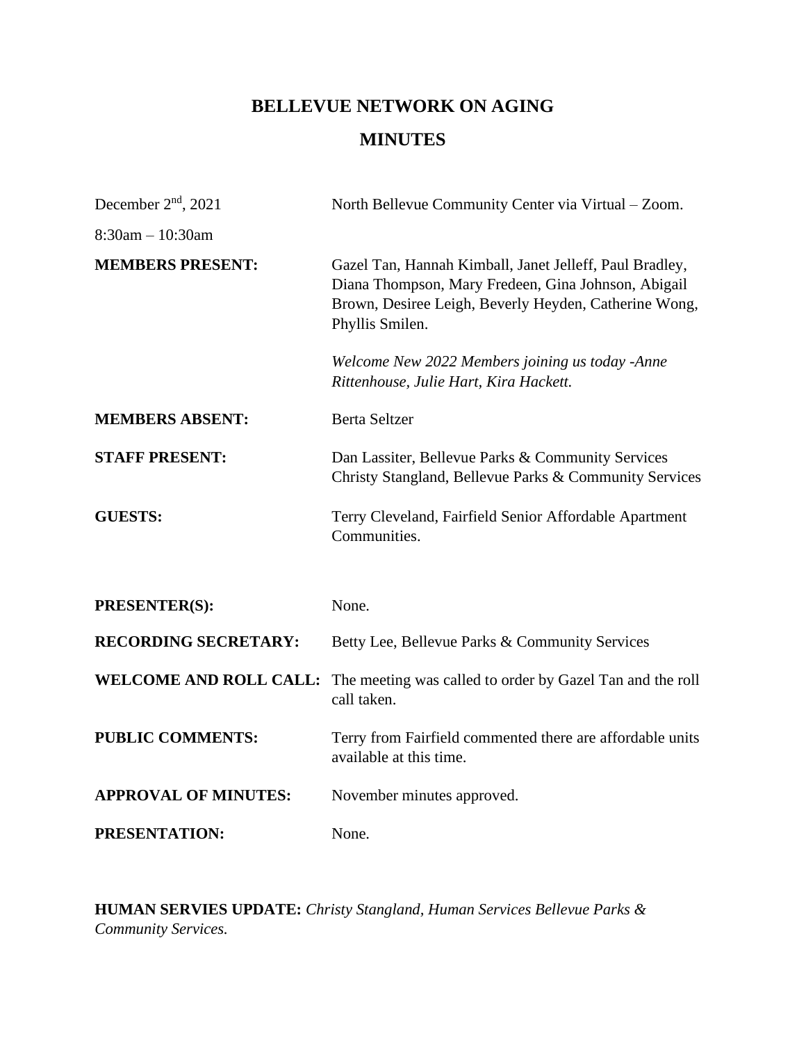# BELLEVUE NETWORK ON AGING

## MINUTES

| | |
|---|---|
| December 2nd, 2021 | North Bellevue Community Center via Virtual – Zoom. |
| 8:30am – 10:30am | |
| **MEMBERS PRESENT:** | Gazel Tan, Hannah Kimball, Janet Jelleff, Paul Bradley, Diana Thompson, Mary Fredeen, Gina Johnson, Abigail Brown, Desiree Leigh, Beverly Heyden, Catherine Wong, Phyllis Smilen.<br><br>*Welcome New 2022 Members joining us today -Anne Rittenhouse, Julie Hart, Kira Hackett.* |
| **MEMBERS ABSENT:** | Berta Seltzer |
| **STAFF PRESENT:** | Dan Lassiter, Bellevue Parks & Community Services<br>Christy Stangland, Bellevue Parks & Community Services |
| **GUESTS:** | Terry Cleveland, Fairfield Senior Affordable Apartment Communities. |
| **PRESENTER(S):** | None. |
| **RECORDING SECRETARY:** | Betty Lee, Bellevue Parks & Community Services |
| **WELCOME AND ROLL CALL:** | The meeting was called to order by Gazel Tan and the roll call taken. |
| **PUBLIC COMMENTS:** | Terry from Fairfield commented there are affordable units available at this time. |
| **APPROVAL OF MINUTES:** | November minutes approved. |
| **PRESENTATION:** | None. |

**HUMAN SERVIES UPDATE:** *Christy Stangland, Human Services Bellevue Parks & Community Services.*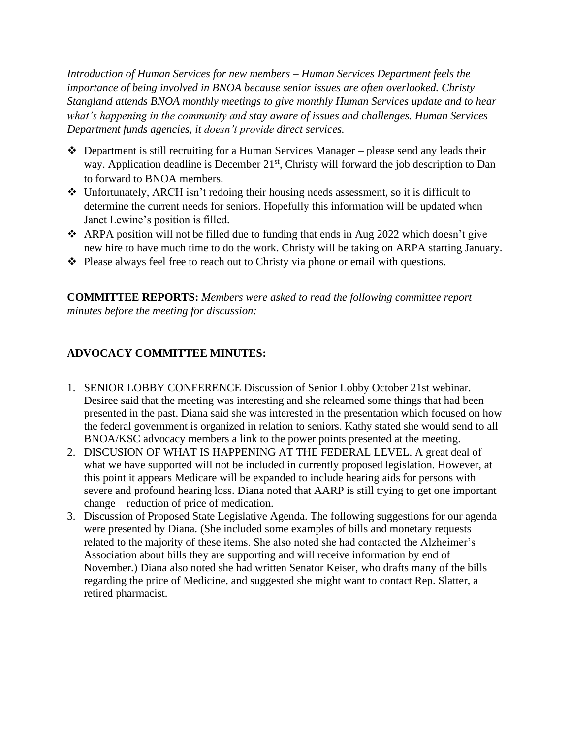*Introduction of Human Services for new members – Human Services Department feels the importance of being involved in BNOA because senior issues are often overlooked. Christy Stangland attends BNOA monthly meetings to give monthly Human Services update and to hear what's happening in the community and stay aware of issues and challenges. Human Services Department funds agencies, it doesn't provide direct services.*

- Department is still recruiting for a Human Services Manager – please send any leads their way. Application deadline is December 21st, Christy will forward the job description to Dan to forward to BNOA members.
- Unfortunately, ARCH isn't redoing their housing needs assessment, so it is difficult to determine the current needs for seniors. Hopefully this information will be updated when Janet Lewine's position is filled.
- ARPA position will not be filled due to funding that ends in Aug 2022 which doesn't give new hire to have much time to do the work. Christy will be taking on ARPA starting January.
- Please always feel free to reach out to Christy via phone or email with questions.

**COMMITTEE REPORTS:** *Members were asked to read the following committee report minutes before the meeting for discussion:*

**ADVOCACY COMMITTEE MINUTES:**

1. SENIOR LOBBY CONFERENCE Discussion of Senior Lobby October 21st webinar. Desiree said that the meeting was interesting and she relearned some things that had been presented in the past. Diana said she was interested in the presentation which focused on how the federal government is organized in relation to seniors. Kathy stated she would send to all BNOA/KSC advocacy members a link to the power points presented at the meeting.
2. DISCUSION OF WHAT IS HAPPENING AT THE FEDERAL LEVEL. A great deal of what we have supported will not be included in currently proposed legislation. However, at this point it appears Medicare will be expanded to include hearing aids for persons with severe and profound hearing loss. Diana noted that AARP is still trying to get one important change—reduction of price of medication.
3. Discussion of Proposed State Legislative Agenda. The following suggestions for our agenda were presented by Diana. (She included some examples of bills and monetary requests related to the majority of these items. She also noted she had contacted the Alzheimer's Association about bills they are supporting and will receive information by end of November.) Diana also noted she had written Senator Keiser, who drafts many of the bills regarding the price of Medicine, and suggested she might want to contact Rep. Slatter, a retired pharmacist.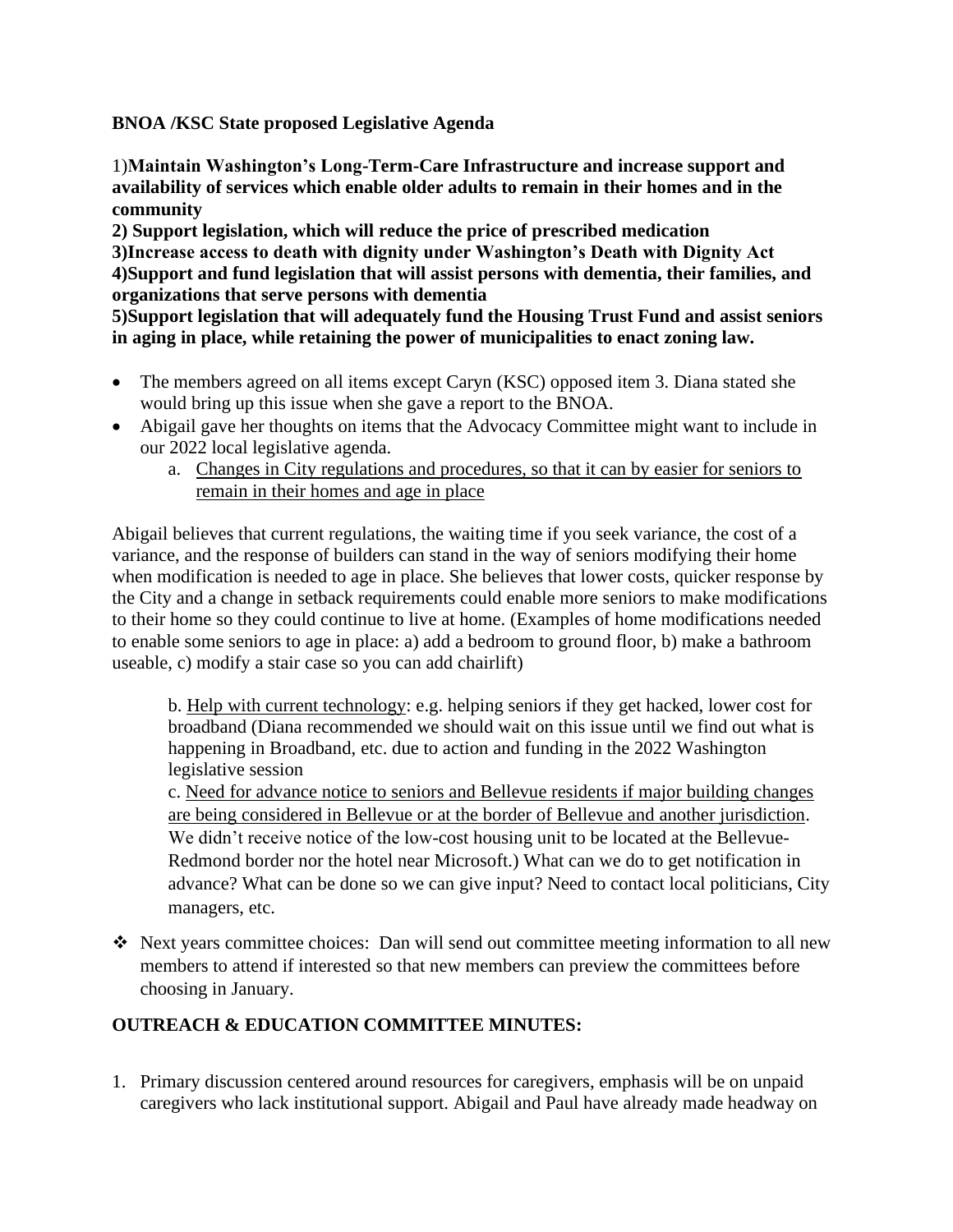**BNOA /KSC State proposed Legislative Agenda**

1)**Maintain Washington's Long-Term-Care Infrastructure and increase support and availability of services which enable older adults to remain in their homes and in the community**
**2) Support legislation, which will reduce the price of prescribed medication**
**3)Increase access to death with dignity under Washington's Death with Dignity Act**
**4)Support and fund legislation that will assist persons with dementia, their families, and organizations that serve persons with dementia**
**5)Support legislation that will adequately fund the Housing Trust Fund and assist seniors in aging in place, while retaining the power of municipalities to enact zoning law.**

- The members agreed on all items except Caryn (KSC) opposed item 3. Diana stated she would bring up this issue when she gave a report to the BNOA.
- Abigail gave her thoughts on items that the Advocacy Committee might want to include in our 2022 local legislative agenda.
    a. <u>Changes in City regulations and procedures, so that it can by easier for seniors to remain in their homes and age in place</u>

Abigail believes that current regulations, the waiting time if you seek variance, the cost of a variance, and the response of builders can stand in the way of seniors modifying their home when modification is needed to age in place. She believes that lower costs, quicker response by the City and a change in setback requirements could enable more seniors to make modifications to their home so they could continue to live at home. (Examples of home modifications needed to enable some seniors to age in place: a) add a bedroom to ground floor, b) make a bathroom useable, c) modify a stair case so you can add chairlift)

> b. <u>Help with current technology</u>: e.g. helping seniors if they get hacked, lower cost for broadband (Diana recommended we should wait on this issue until we find out what is happening in Broadband, etc. due to action and funding in the 2022 Washington legislative session
>
> c. <u>Need for advance notice to seniors and Bellevue residents if major building changes are being considered in Bellevue or at the border of Bellevue and another jurisdiction</u>. We didn't receive notice of the low-cost housing unit to be located at the Bellevue-Redmond border nor the hotel near Microsoft.) What can we do to get notification in advance? What can be done so we can give input? Need to contact local politicians, City managers, etc.

- Next years committee choices: Dan will send out committee meeting information to all new members to attend if interested so that new members can preview the committees before choosing in January.

## OUTREACH & EDUCATION COMMITTEE MINUTES:

1. Primary discussion centered around resources for caregivers, emphasis will be on unpaid caregivers who lack institutional support. Abigail and Paul have already made headway on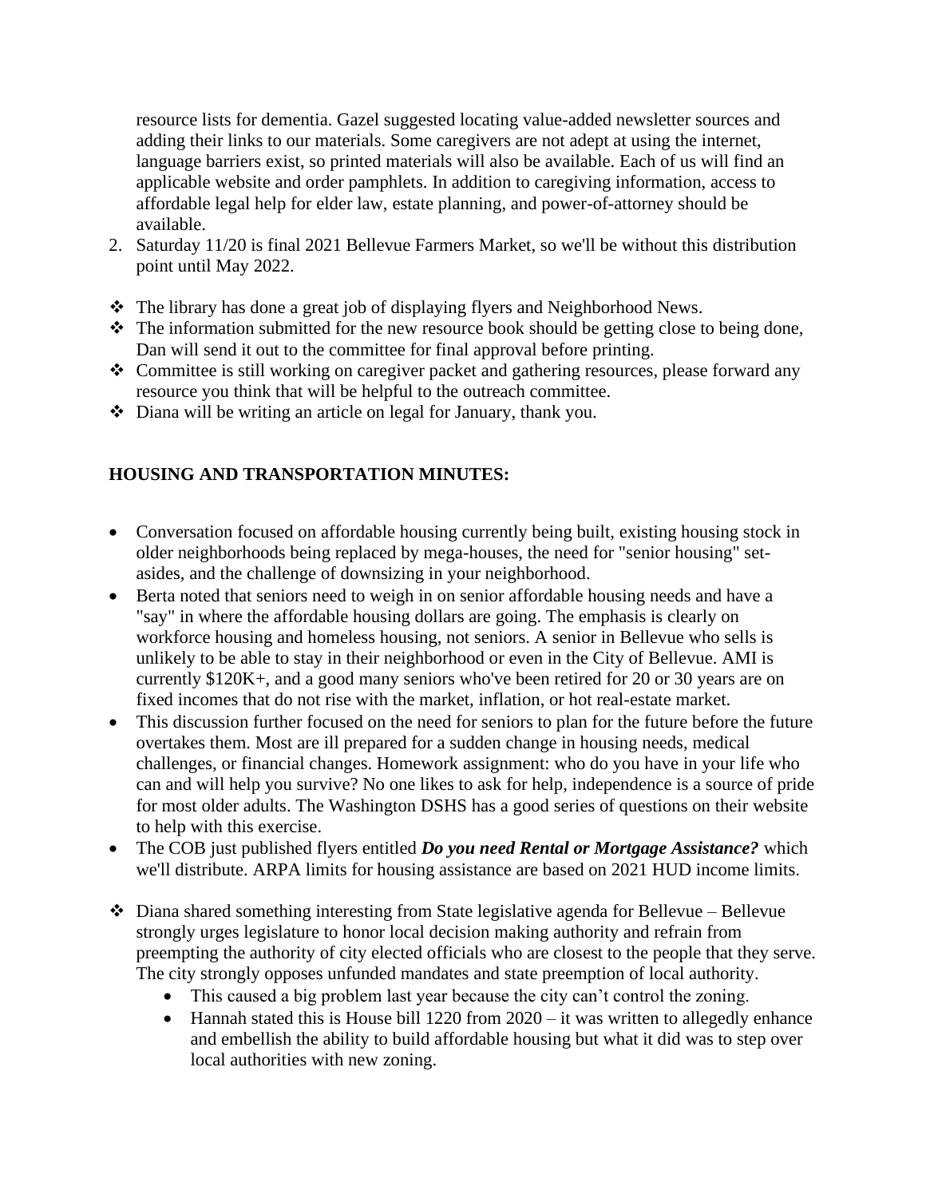resource lists for dementia. Gazel suggested locating value-added newsletter sources and adding their links to our materials. Some caregivers are not adept at using the internet, language barriers exist, so printed materials will also be available. Each of us will find an applicable website and order pamphlets. In addition to caregiving information, access to affordable legal help for elder law, estate planning, and power-of-attorney should be available.

2. Saturday 11/20 is final 2021 Bellevue Farmers Market, so we'll be without this distribution point until May 2022.

- The library has done a great job of displaying flyers and Neighborhood News.
- The information submitted for the new resource book should be getting close to being done, Dan will send it out to the committee for final approval before printing.
- Committee is still working on caregiver packet and gathering resources, please forward any resource you think that will be helpful to the outreach committee.
- Diana will be writing an article on legal for January, thank you.

**HOUSING AND TRANSPORTATION MINUTES:**

- Conversation focused on affordable housing currently being built, existing housing stock in older neighborhoods being replaced by mega-houses, the need for "senior housing" set-asides, and the challenge of downsizing in your neighborhood.
- Berta noted that seniors need to weigh in on senior affordable housing needs and have a "say" in where the affordable housing dollars are going. The emphasis is clearly on workforce housing and homeless housing, not seniors. A senior in Bellevue who sells is unlikely to be able to stay in their neighborhood or even in the City of Bellevue. AMI is currently $120K+, and a good many seniors who've been retired for 20 or 30 years are on fixed incomes that do not rise with the market, inflation, or hot real-estate market.
- This discussion further focused on the need for seniors to plan for the future before the future overtakes them. Most are ill prepared for a sudden change in housing needs, medical challenges, or financial changes. Homework assignment: who do you have in your life who can and will help you survive? No one likes to ask for help, independence is a source of pride for most older adults. The Washington DSHS has a good series of questions on their website to help with this exercise.
- The COB just published flyers entitled ***Do you need Rental or Mortgage Assistance?*** which we'll distribute. ARPA limits for housing assistance are based on 2021 HUD income limits.

- Diana shared something interesting from State legislative agenda for Bellevue – Bellevue strongly urges legislature to honor local decision making authority and refrain from preempting the authority of city elected officials who are closest to the people that they serve. The city strongly opposes unfunded mandates and state preemption of local authority.
  - This caused a big problem last year because the city can't control the zoning.
  - Hannah stated this is House bill 1220 from 2020 – it was written to allegedly enhance and embellish the ability to build affordable housing but what it did was to step over local authorities with new zoning.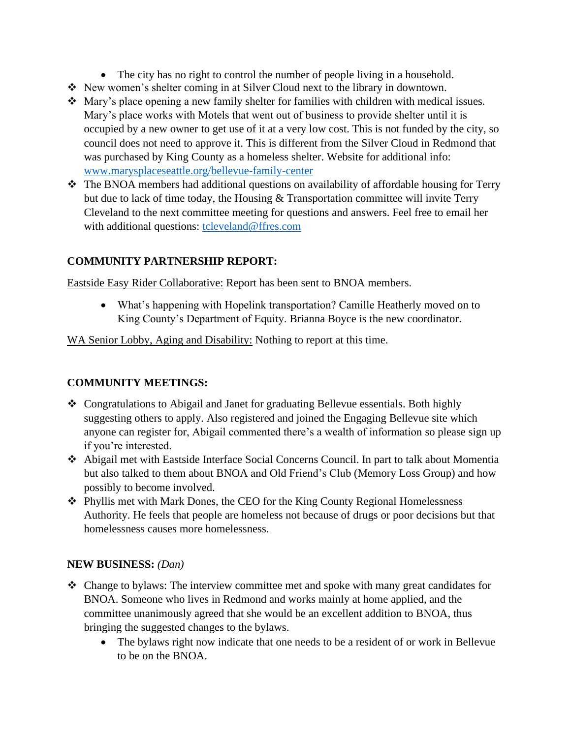- The city has no right to control the number of people living in a household.
- New women's shelter coming in at Silver Cloud next to the library in downtown.
- Mary's place opening a new family shelter for families with children with medical issues. Mary's place works with Motels that went out of business to provide shelter until it is occupied by a new owner to get use of it at a very low cost. This is not funded by the city, so council does not need to approve it. This is different from the Silver Cloud in Redmond that was purchased by King County as a homeless shelter. Website for additional info: [www.marysplaceseattle.org/bellevue-family-center](http://www.marysplaceseattle.org/bellevue-family-center)
- The BNOA members had additional questions on availability of affordable housing for Terry but due to lack of time today, the Housing & Transportation committee will invite Terry Cleveland to the next committee meeting for questions and answers. Feel free to email her with additional questions: [tcleveland@ffres.com](mailto:tcleveland@ffres.com)

**COMMUNITY PARTNERSHIP REPORT:**

Eastside Easy Rider Collaborative: Report has been sent to BNOA members.

- What's happening with Hopelink transportation? Camille Heatherly moved on to King County's Department of Equity. Brianna Boyce is the new coordinator.

WA Senior Lobby, Aging and Disability: Nothing to report at this time.

**COMMUNITY MEETINGS:**

- Congratulations to Abigail and Janet for graduating Bellevue essentials. Both highly suggesting others to apply. Also registered and joined the Engaging Bellevue site which anyone can register for, Abigail commented there's a wealth of information so please sign up if you're interested.
- Abigail met with Eastside Interface Social Concerns Council. In part to talk about Momentia but also talked to them about BNOA and Old Friend's Club (Memory Loss Group) and how possibly to become involved.
- Phyllis met with Mark Dones, the CEO for the King County Regional Homelessness Authority. He feels that people are homeless not because of drugs or poor decisions but that homelessness causes more homelessness.

**NEW BUSINESS:** *(Dan)*

- Change to bylaws: The interview committee met and spoke with many great candidates for BNOA. Someone who lives in Redmond and works mainly at home applied, and the committee unanimously agreed that she would be an excellent addition to BNOA, thus bringing the suggested changes to the bylaws.
  - The bylaws right now indicate that one needs to be a resident of or work in Bellevue to be on the BNOA.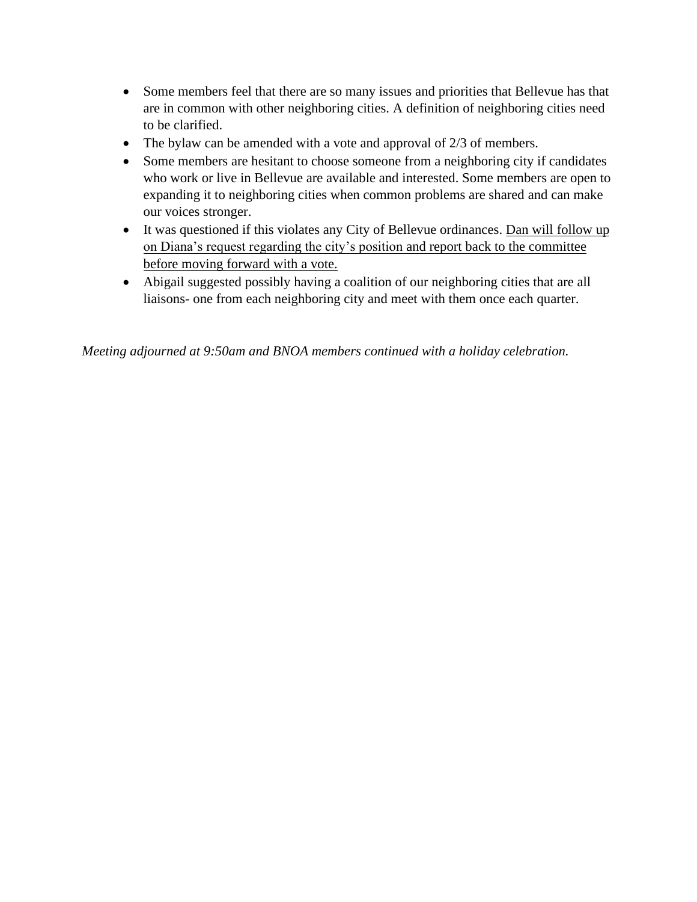- Some members feel that there are so many issues and priorities that Bellevue has that are in common with other neighboring cities. A definition of neighboring cities need to be clarified.
- The bylaw can be amended with a vote and approval of 2/3 of members.
- Some members are hesitant to choose someone from a neighboring city if candidates who work or live in Bellevue are available and interested. Some members are open to expanding it to neighboring cities when common problems are shared and can make our voices stronger.
- It was questioned if this violates any City of Bellevue ordinances. <u>Dan will follow up on Diana's request regarding the city's position and report back to the committee before moving forward with a vote.</u>
- Abigail suggested possibly having a coalition of our neighboring cities that are all liaisons- one from each neighboring city and meet with them once each quarter.

*Meeting adjourned at 9:50am and BNOA members continued with a holiday celebration.*